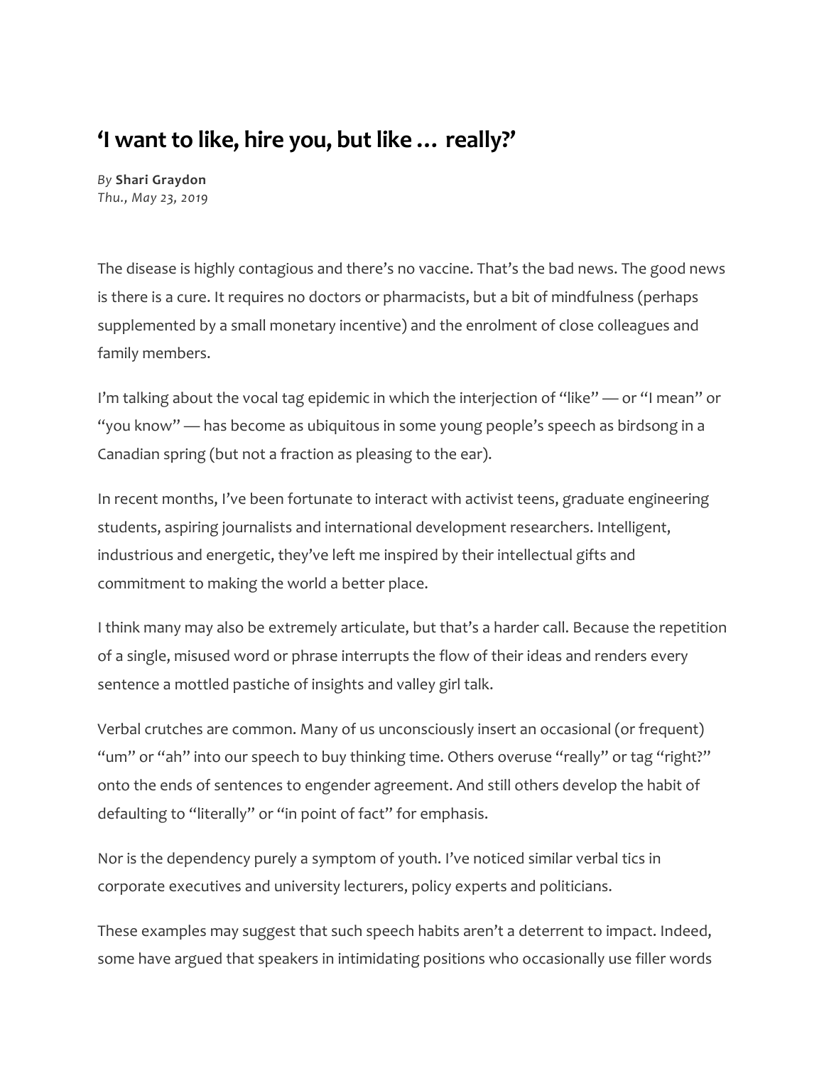# ‘I want to like, hire you, but like … really?’

*By* **Shari Graydon**
*Thu., May 23, 2019*

The disease is highly contagious and there’s no vaccine. That’s the bad news. The good news is there is a cure. It requires no doctors or pharmacists, but a bit of mindfulness (perhaps supplemented by a small monetary incentive) and the enrolment of close colleagues and family members.

I’m talking about the vocal tag epidemic in which the interjection of “like” — or “I mean” or “you know” — has become as ubiquitous in some young people’s speech as birdsong in a Canadian spring (but not a fraction as pleasing to the ear).

In recent months, I’ve been fortunate to interact with activist teens, graduate engineering students, aspiring journalists and international development researchers. Intelligent, industrious and energetic, they’ve left me inspired by their intellectual gifts and commitment to making the world a better place.

I think many may also be extremely articulate, but that’s a harder call. Because the repetition of a single, misused word or phrase interrupts the flow of their ideas and renders every sentence a mottled pastiche of insights and valley girl talk.

Verbal crutches are common. Many of us unconsciously insert an occasional (or frequent) “um” or “ah” into our speech to buy thinking time. Others overuse “really” or tag “right?” onto the ends of sentences to engender agreement. And still others develop the habit of defaulting to “literally” or “in point of fact” for emphasis.

Nor is the dependency purely a symptom of youth. I’ve noticed similar verbal tics in corporate executives and university lecturers, policy experts and politicians.

These examples may suggest that such speech habits aren’t a deterrent to impact. Indeed, some have argued that speakers in intimidating positions who occasionally use filler words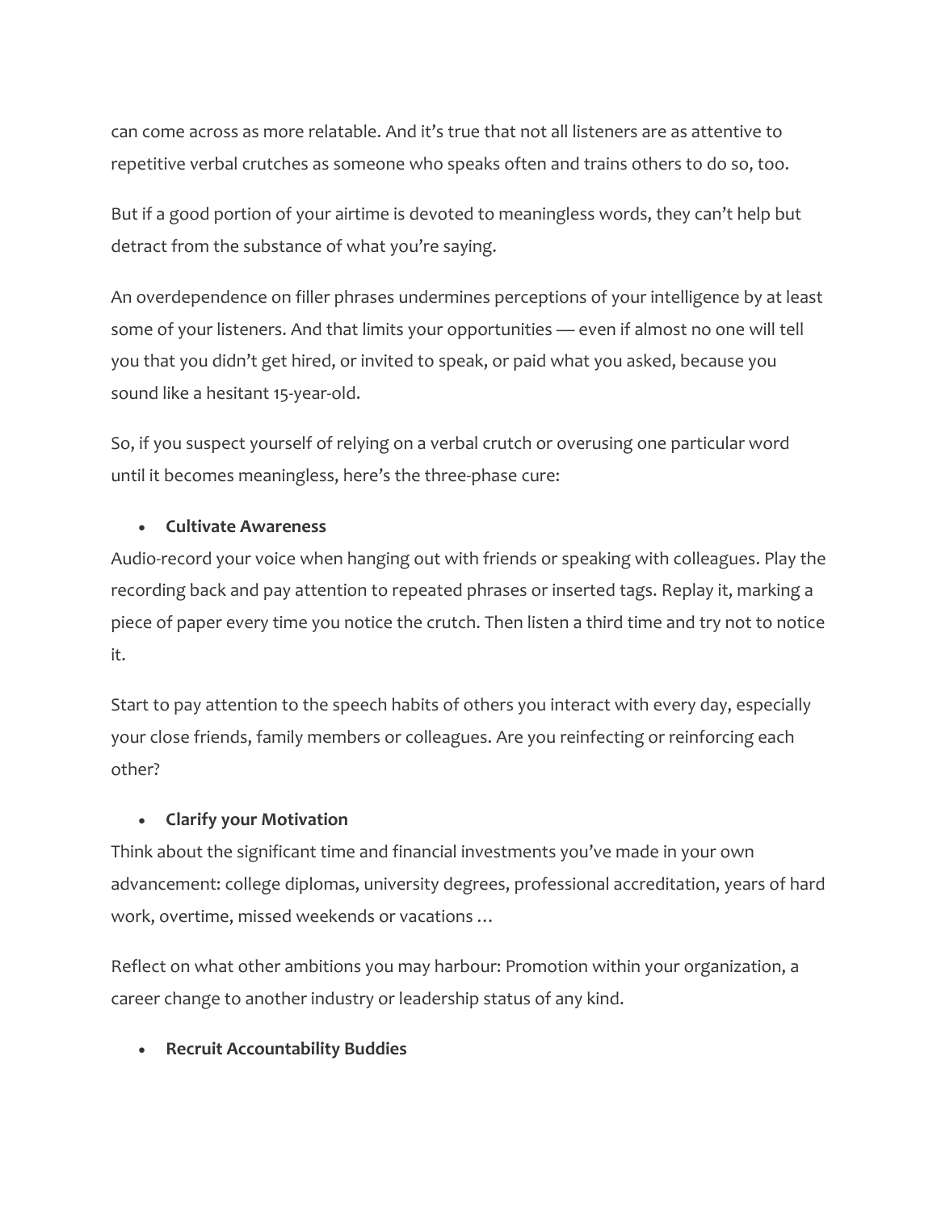can come across as more relatable. And it's true that not all listeners are as attentive to repetitive verbal crutches as someone who speaks often and trains others to do so, too.

But if a good portion of your airtime is devoted to meaningless words, they can't help but detract from the substance of what you're saying.

An overdependence on filler phrases undermines perceptions of your intelligence by at least some of your listeners. And that limits your opportunities — even if almost no one will tell you that you didn't get hired, or invited to speak, or paid what you asked, because you sound like a hesitant 15-year-old.

So, if you suspect yourself of relying on a verbal crutch or overusing one particular word until it becomes meaningless, here's the three-phase cure:

- **Cultivate Awareness**

Audio-record your voice when hanging out with friends or speaking with colleagues. Play the recording back and pay attention to repeated phrases or inserted tags. Replay it, marking a piece of paper every time you notice the crutch. Then listen a third time and try not to notice it.

Start to pay attention to the speech habits of others you interact with every day, especially your close friends, family members or colleagues. Are you reinfecting or reinforcing each other?

- **Clarify your Motivation**

Think about the significant time and financial investments you've made in your own advancement: college diplomas, university degrees, professional accreditation, years of hard work, overtime, missed weekends or vacations …

Reflect on what other ambitions you may harbour: Promotion within your organization, a career change to another industry or leadership status of any kind.

- **Recruit Accountability Buddies**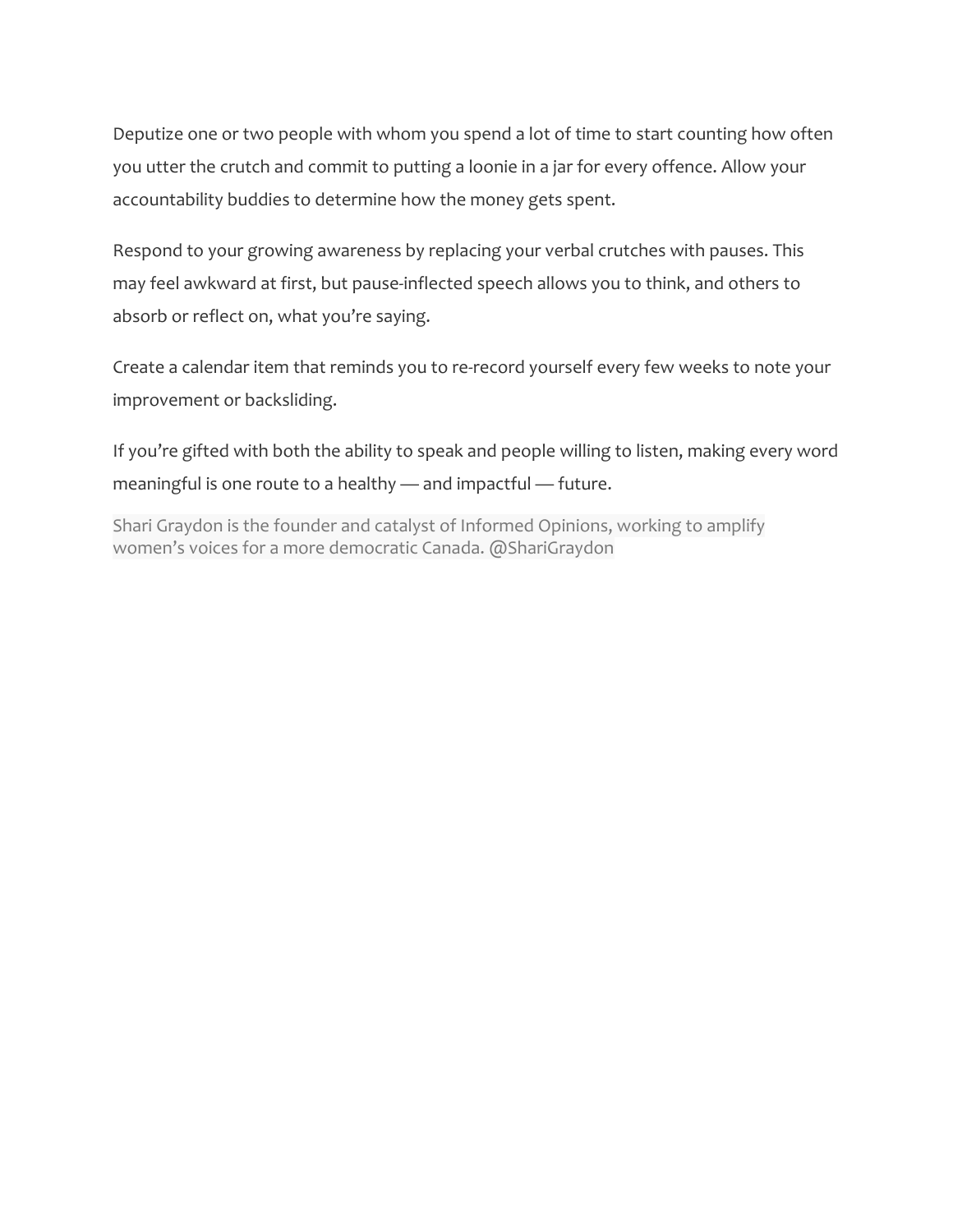Deputize one or two people with whom you spend a lot of time to start counting how often you utter the crutch and commit to putting a loonie in a jar for every offence. Allow your accountability buddies to determine how the money gets spent.

Respond to your growing awareness by replacing your verbal crutches with pauses. This may feel awkward at first, but pause-inflected speech allows you to think, and others to absorb or reflect on, what you're saying.

Create a calendar item that reminds you to re-record yourself every few weeks to note your improvement or backsliding.

If you're gifted with both the ability to speak and people willing to listen, making every word meaningful is one route to a healthy — and impactful — future.

Shari Graydon is the founder and catalyst of Informed Opinions, working to amplify women's voices for a more democratic Canada. @ShariGraydon